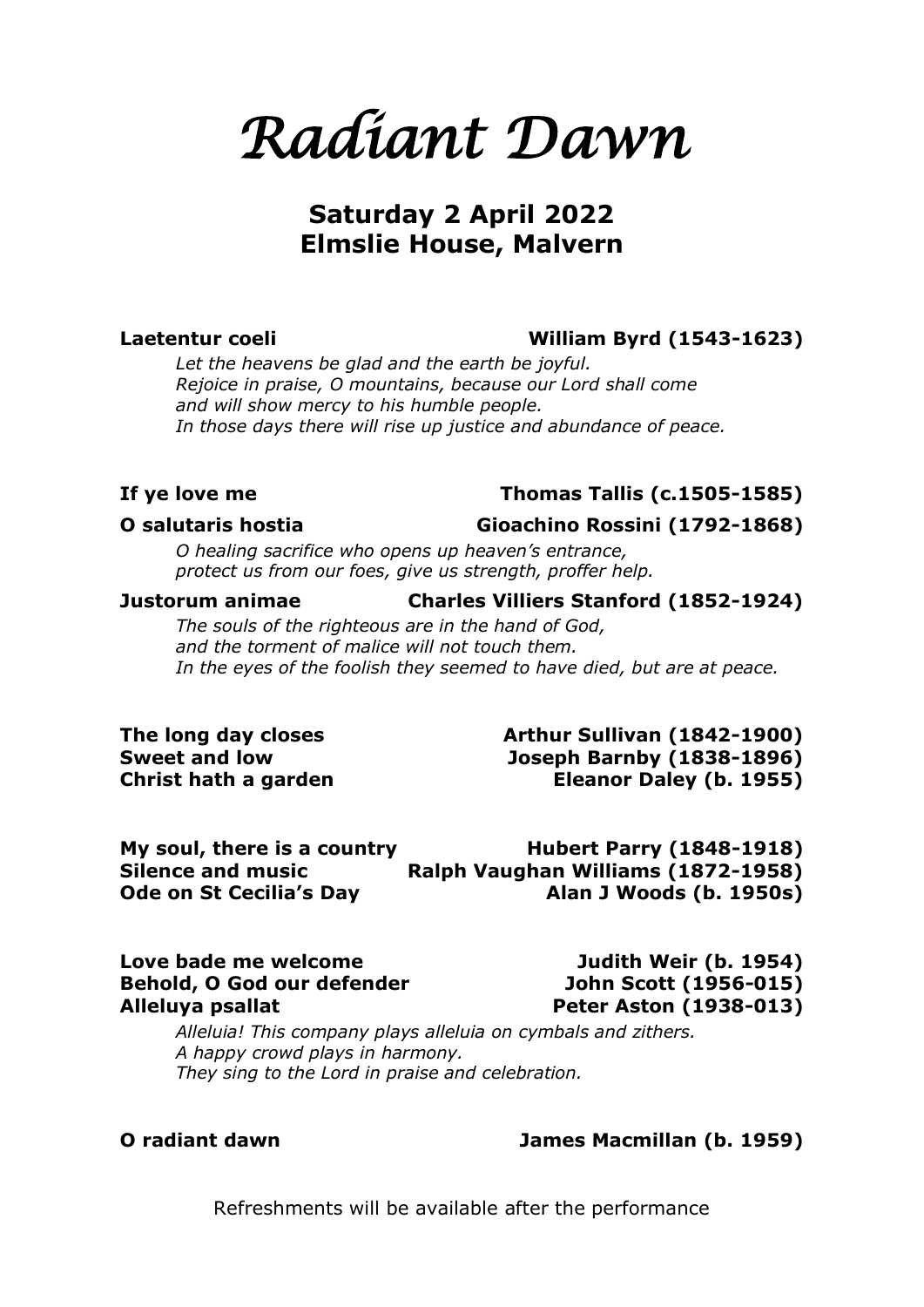# *Radiant Dawn*

## Saturday 2 April 2022
## Elmslie House, Malvern

**Laetentur coeli** **William Byrd (1543-1623)**

*Let the heavens be glad and the earth be joyful.*
*Rejoice in praise, O mountains, because our Lord shall come*
*and will show mercy to his humble people.*
*In those days there will rise up justice and abundance of peace.*

**If ye love me** **Thomas Tallis (c.1505-1585)**

**O salutaris hostia** **Gioachino Rossini (1792-1868)**

*O healing sacrifice who opens up heaven's entrance,*
*protect us from our foes, give us strength, proffer help.*

**Justorum animae** **Charles Villiers Stanford (1852-1924)**

*The souls of the righteous are in the hand of God,*
*and the torment of malice will not touch them.*
*In the eyes of the foolish they seemed to have died, but are at peace.*

**The long day closes** **Arthur Sullivan (1842-1900)**
**Sweet and low** **Joseph Barnby (1838-1896)**
**Christ hath a garden** **Eleanor Daley (b. 1955)**

**My soul, there is a country** **Hubert Parry (1848-1918)**
**Silence and music** **Ralph Vaughan Williams (1872-1958)**
**Ode on St Cecilia's Day** **Alan J Woods (b. 1950s)**

**Love bade me welcome** **Judith Weir (b. 1954)**
**Behold, O God our defender** **John Scott (1956-015)**
**Alleluya psallat** **Peter Aston (1938-013)**

*Alleluia! This company plays alleluia on cymbals and zithers.*
*A happy crowd plays in harmony.*
*They sing to the Lord in praise and celebration.*

**O radiant dawn** **James Macmillan (b. 1959)**

Refreshments will be available after the performance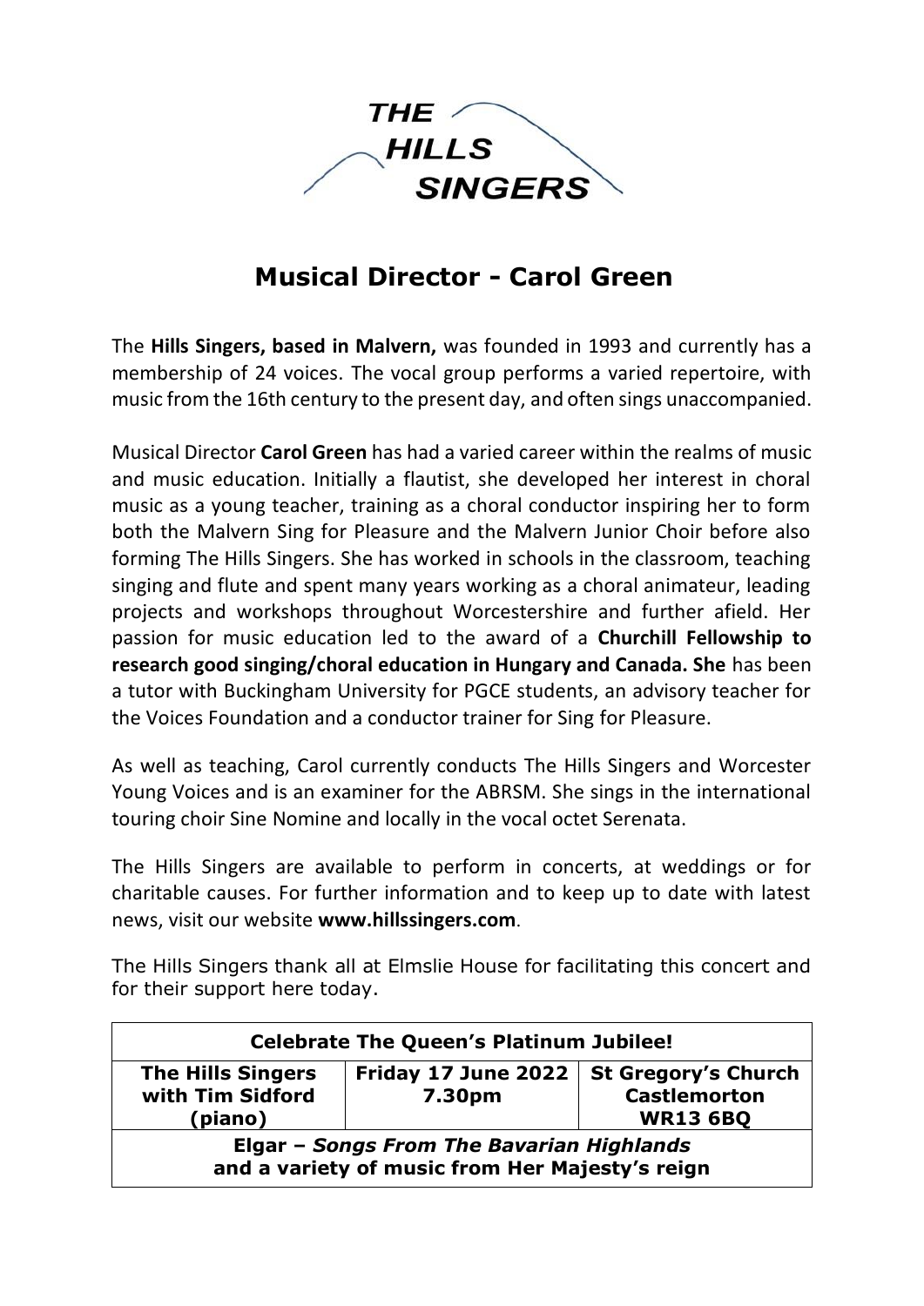THE HILLS SINGERS

## Musical Director - Carol Green

The **Hills Singers, based in Malvern,** was founded in 1993 and currently has a membership of 24 voices. The vocal group performs a varied repertoire, with music from the 16th century to the present day, and often sings unaccompanied.

Musical Director **Carol Green** has had a varied career within the realms of music and music education. Initially a flautist, she developed her interest in choral music as a young teacher, training as a choral conductor inspiring her to form both the Malvern Sing for Pleasure and the Malvern Junior Choir before also forming The Hills Singers. She has worked in schools in the classroom, teaching singing and flute and spent many years working as a choral animateur, leading projects and workshops throughout Worcestershire and further afield. Her passion for music education led to the award of a **Churchill Fellowship to research good singing/choral education in Hungary and Canada. She** has been a tutor with Buckingham University for PGCE students, an advisory teacher for the Voices Foundation and a conductor trainer for Sing for Pleasure.

As well as teaching, Carol currently conducts The Hills Singers and Worcester Young Voices and is an examiner for the ABRSM. She sings in the international touring choir Sine Nomine and locally in the vocal octet Serenata.

The Hills Singers are available to perform in concerts, at weddings or for charitable causes. For further information and to keep up to date with latest news, visit our website **www.hillssingers.com**.

The Hills Singers thank all at Elmslie House for facilitating this concert and for their support here today.

| **Celebrate The Queen's Platinum Jubilee!** | | |
|---|---|---|
| **The Hills Singers with Tim Sidford (piano)** | **Friday 17 June 2022 7.30pm** | **St Gregory's Church Castlemorton WR13 6BQ** |
| **Elgar – *Songs From The Bavarian Highlands* and a variety of music from Her Majesty's reign** | | |